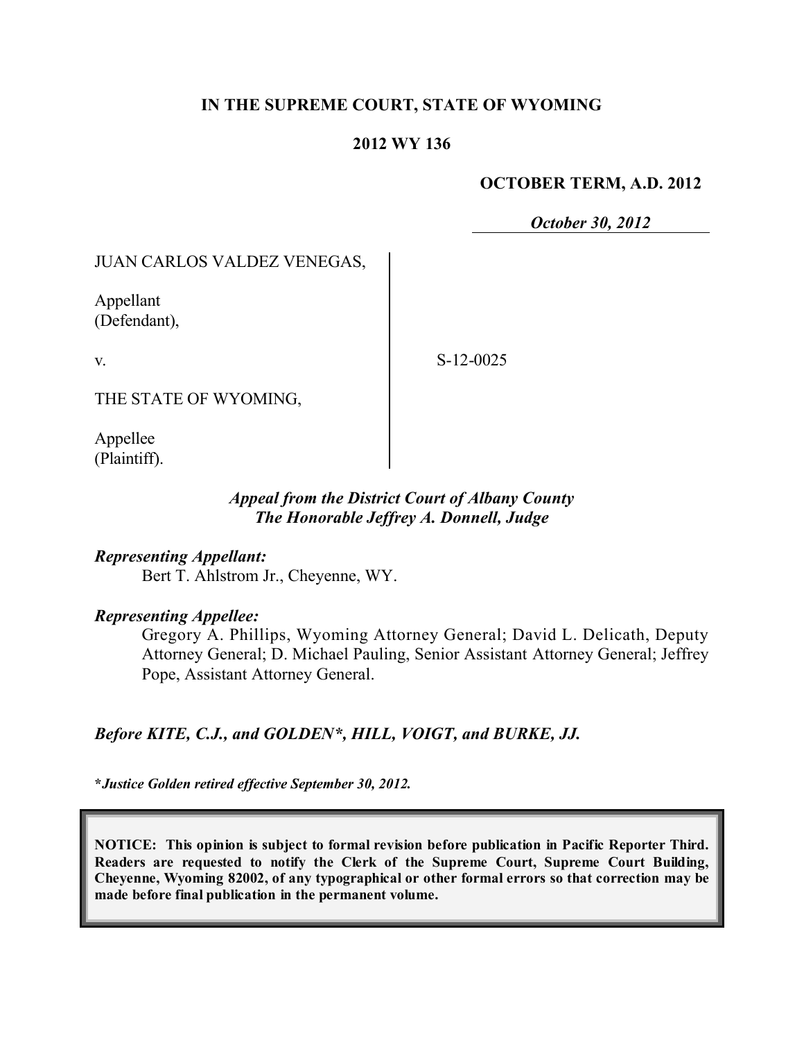**IN THE SUPREME COURT, STATE OF WYOMING**

**2012 WY 136**

**OCTOBER TERM, A.D. 2012**

***October 30, 2012***

JUAN CARLOS VALDEZ VENEGAS,

Appellant
(Defendant),

v.

S-12-0025

THE STATE OF WYOMING,

Appellee
(Plaintiff).

***Appeal from the District Court of Albany County***
***The Honorable Jeffrey A. Donnell, Judge***

***Representing Appellant:***
Bert T. Ahlstrom Jr., Cheyenne, WY.

***Representing Appellee:***
Gregory A. Phillips, Wyoming Attorney General; David L. Delicath, Deputy Attorney General; D. Michael Pauling, Senior Assistant Attorney General; Jeffrey Pope, Assistant Attorney General.

***Before KITE, C.J., and GOLDEN\*, HILL, VOIGT, and BURKE, JJ.***

***\*Justice Golden retired effective September 30, 2012.***

**NOTICE: This opinion is subject to formal revision before publication in Pacific Reporter Third. Readers are requested to notify the Clerk of the Supreme Court, Supreme Court Building, Cheyenne, Wyoming 82002, of any typographical or other formal errors so that correction may be made before final publication in the permanent volume.**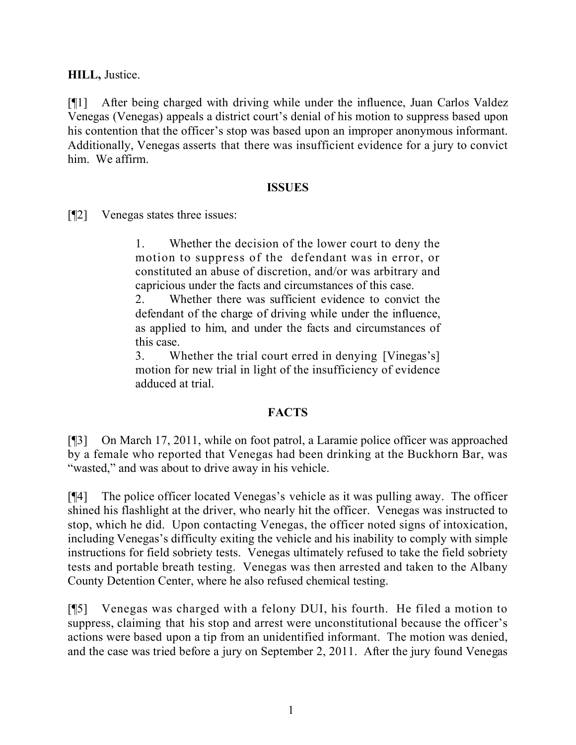**HILL,** Justice.

[¶1] After being charged with driving while under the influence, Juan Carlos Valdez Venegas (Venegas) appeals a district court's denial of his motion to suppress based upon his contention that the officer's stop was based upon an improper anonymous informant. Additionally, Venegas asserts that there was insufficient evidence for a jury to convict him. We affirm.

## ISSUES

[¶2] Venegas states three issues:

> 1. Whether the decision of the lower court to deny the motion to suppress of the defendant was in error, or constituted an abuse of discretion, and/or was arbitrary and capricious under the facts and circumstances of this case.
>
> 2. Whether there was sufficient evidence to convict the defendant of the charge of driving while under the influence, as applied to him, and under the facts and circumstances of this case.
>
> 3. Whether the trial court erred in denying [Vinegas's] motion for new trial in light of the insufficiency of evidence adduced at trial.

## FACTS

[¶3] On March 17, 2011, while on foot patrol, a Laramie police officer was approached by a female who reported that Venegas had been drinking at the Buckhorn Bar, was "wasted," and was about to drive away in his vehicle.

[¶4] The police officer located Venegas's vehicle as it was pulling away. The officer shined his flashlight at the driver, who nearly hit the officer. Venegas was instructed to stop, which he did. Upon contacting Venegas, the officer noted signs of intoxication, including Venegas's difficulty exiting the vehicle and his inability to comply with simple instructions for field sobriety tests. Venegas ultimately refused to take the field sobriety tests and portable breath testing. Venegas was then arrested and taken to the Albany County Detention Center, where he also refused chemical testing.

[¶5] Venegas was charged with a felony DUI, his fourth. He filed a motion to suppress, claiming that his stop and arrest were unconstitutional because the officer's actions were based upon a tip from an unidentified informant. The motion was denied, and the case was tried before a jury on September 2, 2011. After the jury found Venegas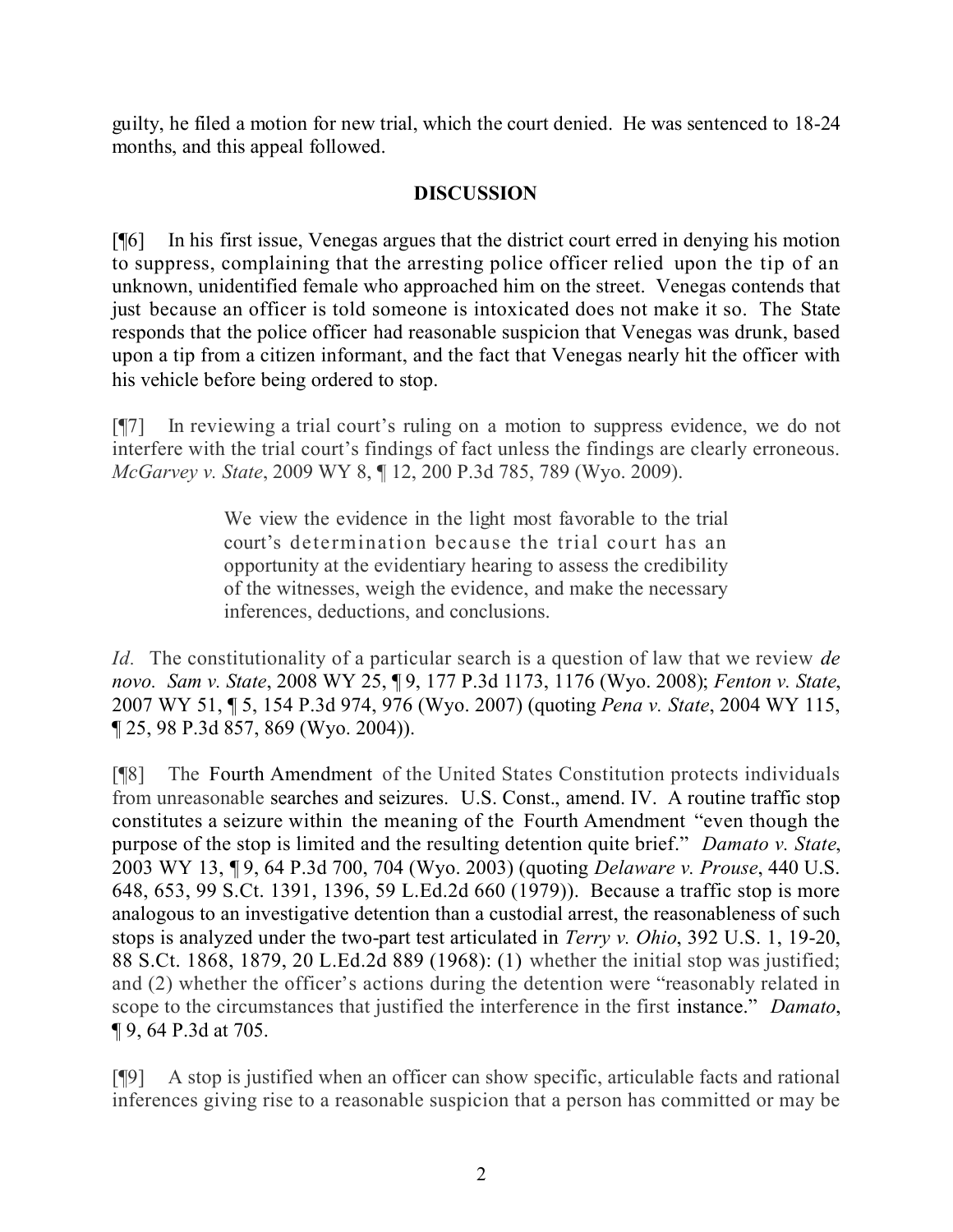guilty, he filed a motion for new trial, which the court denied. He was sentenced to 18-24 months, and this appeal followed.

## DISCUSSION

[¶6] In his first issue, Venegas argues that the district court erred in denying his motion to suppress, complaining that the arresting police officer relied upon the tip of an unknown, unidentified female who approached him on the street. Venegas contends that just because an officer is told someone is intoxicated does not make it so. The State responds that the police officer had reasonable suspicion that Venegas was drunk, based upon a tip from a citizen informant, and the fact that Venegas nearly hit the officer with his vehicle before being ordered to stop.

[¶7] In reviewing a trial court's ruling on a motion to suppress evidence, we do not interfere with the trial court's findings of fact unless the findings are clearly erroneous. *McGarvey v. State*, 2009 WY 8, ¶ 12, 200 P.3d 785, 789 (Wyo. 2009).

> We view the evidence in the light most favorable to the trial court's determination because the trial court has an opportunity at the evidentiary hearing to assess the credibility of the witnesses, weigh the evidence, and make the necessary inferences, deductions, and conclusions.

*Id.* The constitutionality of a particular search is a question of law that we review *de novo*. *Sam v. State*, 2008 WY 25, ¶ 9, 177 P.3d 1173, 1176 (Wyo. 2008); *Fenton v. State*, 2007 WY 51, ¶ 5, 154 P.3d 974, 976 (Wyo. 2007) (quoting *Pena v. State*, 2004 WY 115, ¶ 25, 98 P.3d 857, 869 (Wyo. 2004)).

[¶8] The Fourth Amendment of the United States Constitution protects individuals from unreasonable searches and seizures. U.S. Const., amend. IV. A routine traffic stop constitutes a seizure within the meaning of the Fourth Amendment "even though the purpose of the stop is limited and the resulting detention quite brief." *Damato v. State*, 2003 WY 13, ¶ 9, 64 P.3d 700, 704 (Wyo. 2003) (quoting *Delaware v. Prouse*, 440 U.S. 648, 653, 99 S.Ct. 1391, 1396, 59 L.Ed.2d 660 (1979)). Because a traffic stop is more analogous to an investigative detention than a custodial arrest, the reasonableness of such stops is analyzed under the two-part test articulated in *Terry v. Ohio*, 392 U.S. 1, 19-20, 88 S.Ct. 1868, 1879, 20 L.Ed.2d 889 (1968): (1) whether the initial stop was justified; and (2) whether the officer's actions during the detention were "reasonably related in scope to the circumstances that justified the interference in the first instance." *Damato*, ¶ 9, 64 P.3d at 705.

[¶9] A stop is justified when an officer can show specific, articulable facts and rational inferences giving rise to a reasonable suspicion that a person has committed or may be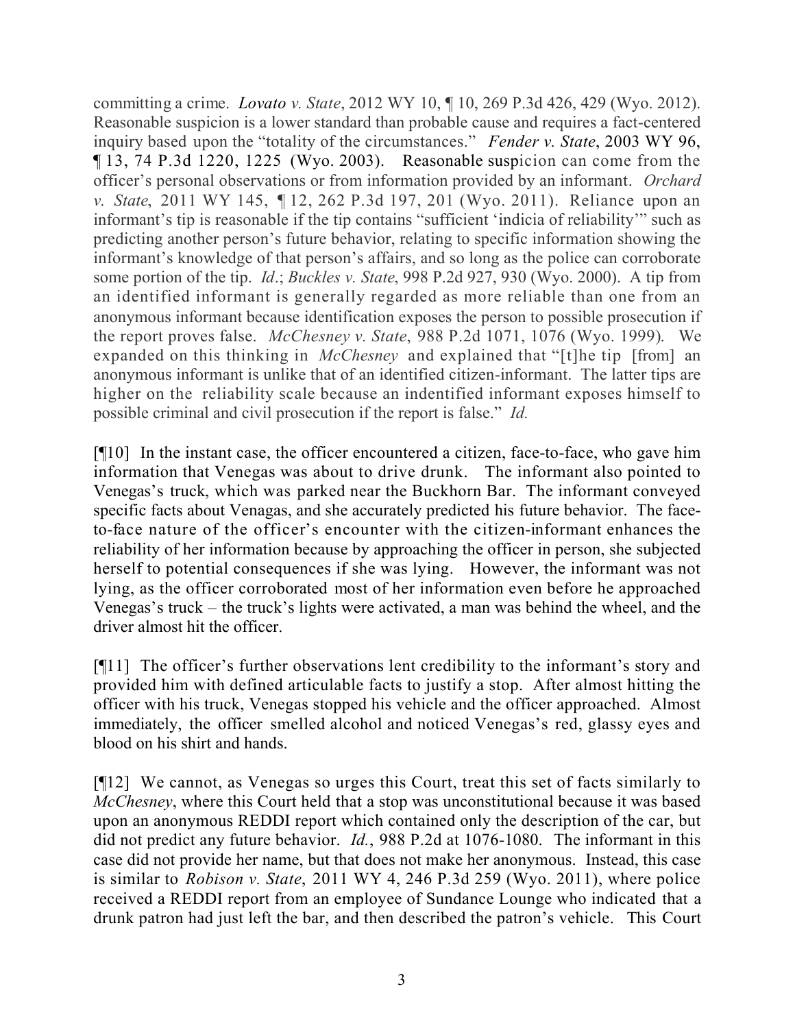committing a crime. *Lovato v. State*, 2012 WY 10, ¶ 10, 269 P.3d 426, 429 (Wyo. 2012). Reasonable suspicion is a lower standard than probable cause and requires a fact-centered inquiry based upon the "totality of the circumstances." *Fender v. State*, 2003 WY 96, ¶ 13, 74 P.3d 1220, 1225 (Wyo. 2003). Reasonable suspicion can come from the officer's personal observations or from information provided by an informant. *Orchard v. State*, 2011 WY 145, ¶ 12, 262 P.3d 197, 201 (Wyo. 2011). Reliance upon an informant's tip is reasonable if the tip contains "sufficient 'indicia of reliability'" such as predicting another person's future behavior, relating to specific information showing the informant's knowledge of that person's affairs, and so long as the police can corroborate some portion of the tip. *Id*.; *Buckles v. State*, 998 P.2d 927, 930 (Wyo. 2000). A tip from an identified informant is generally regarded as more reliable than one from an anonymous informant because identification exposes the person to possible prosecution if the report proves false. *McChesney v. State*, 988 P.2d 1071, 1076 (Wyo. 1999). We expanded on this thinking in *McChesney* and explained that "[t]he tip [from] an anonymous informant is unlike that of an identified citizen-informant. The latter tips are higher on the reliability scale because an indentified informant exposes himself to possible criminal and civil prosecution if the report is false." *Id.*

[¶10] In the instant case, the officer encountered a citizen, face-to-face, who gave him information that Venegas was about to drive drunk. The informant also pointed to Venegas's truck, which was parked near the Buckhorn Bar. The informant conveyed specific facts about Venagas, and she accurately predicted his future behavior. The face-to-face nature of the officer's encounter with the citizen-informant enhances the reliability of her information because by approaching the officer in person, she subjected herself to potential consequences if she was lying. However, the informant was not lying, as the officer corroborated most of her information even before he approached Venegas's truck – the truck's lights were activated, a man was behind the wheel, and the driver almost hit the officer.

[¶11] The officer's further observations lent credibility to the informant's story and provided him with defined articulable facts to justify a stop. After almost hitting the officer with his truck, Venegas stopped his vehicle and the officer approached. Almost immediately, the officer smelled alcohol and noticed Venegas's red, glassy eyes and blood on his shirt and hands.

[¶12] We cannot, as Venegas so urges this Court, treat this set of facts similarly to *McChesney*, where this Court held that a stop was unconstitutional because it was based upon an anonymous REDDI report which contained only the description of the car, but did not predict any future behavior. *Id.*, 988 P.2d at 1076-1080. The informant in this case did not provide her name, but that does not make her anonymous. Instead, this case is similar to *Robison v. State*, 2011 WY 4, 246 P.3d 259 (Wyo. 2011), where police received a REDDI report from an employee of Sundance Lounge who indicated that a drunk patron had just left the bar, and then described the patron's vehicle. This Court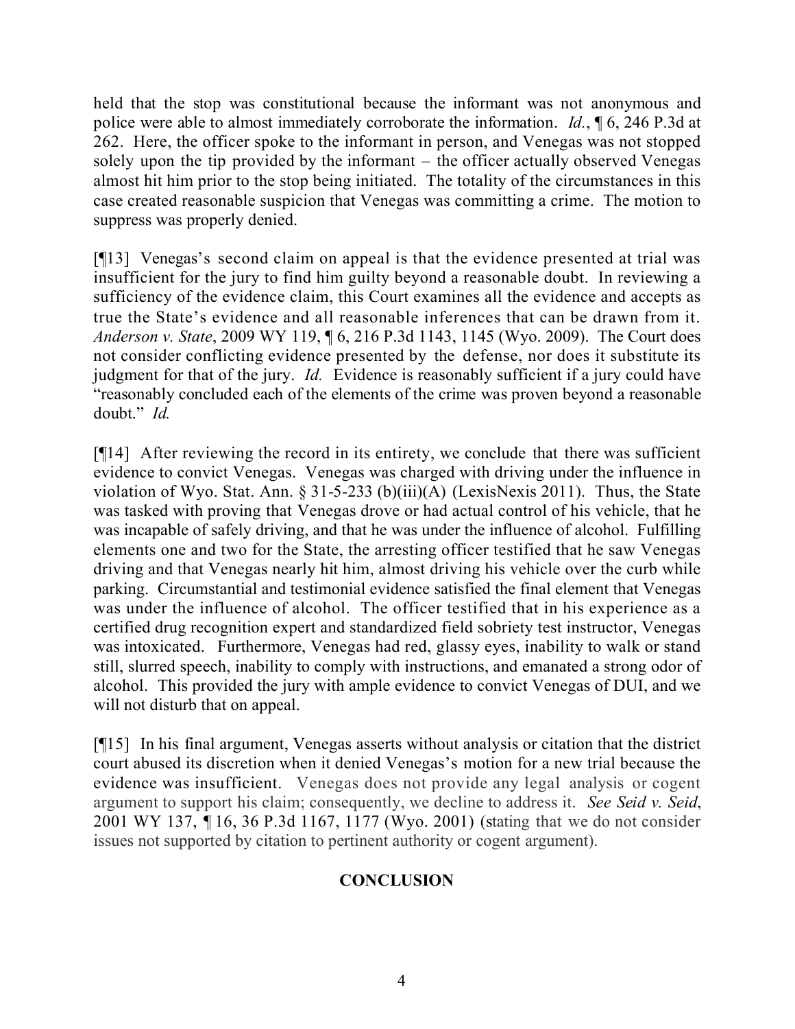held that the stop was constitutional because the informant was not anonymous and police were able to almost immediately corroborate the information. *Id.*, ¶ 6, 246 P.3d at 262. Here, the officer spoke to the informant in person, and Venegas was not stopped solely upon the tip provided by the informant – the officer actually observed Venegas almost hit him prior to the stop being initiated. The totality of the circumstances in this case created reasonable suspicion that Venegas was committing a crime. The motion to suppress was properly denied.

[¶13] Venegas's second claim on appeal is that the evidence presented at trial was insufficient for the jury to find him guilty beyond a reasonable doubt. In reviewing a sufficiency of the evidence claim, this Court examines all the evidence and accepts as true the State's evidence and all reasonable inferences that can be drawn from it. *Anderson v. State*, 2009 WY 119, ¶ 6, 216 P.3d 1143, 1145 (Wyo. 2009). The Court does not consider conflicting evidence presented by the defense, nor does it substitute its judgment for that of the jury. *Id.* Evidence is reasonably sufficient if a jury could have "reasonably concluded each of the elements of the crime was proven beyond a reasonable doubt." *Id.*

[¶14] After reviewing the record in its entirety, we conclude that there was sufficient evidence to convict Venegas. Venegas was charged with driving under the influence in violation of Wyo. Stat. Ann. § 31-5-233 (b)(iii)(A) (LexisNexis 2011). Thus, the State was tasked with proving that Venegas drove or had actual control of his vehicle, that he was incapable of safely driving, and that he was under the influence of alcohol. Fulfilling elements one and two for the State, the arresting officer testified that he saw Venegas driving and that Venegas nearly hit him, almost driving his vehicle over the curb while parking. Circumstantial and testimonial evidence satisfied the final element that Venegas was under the influence of alcohol. The officer testified that in his experience as a certified drug recognition expert and standardized field sobriety test instructor, Venegas was intoxicated. Furthermore, Venegas had red, glassy eyes, inability to walk or stand still, slurred speech, inability to comply with instructions, and emanated a strong odor of alcohol. This provided the jury with ample evidence to convict Venegas of DUI, and we will not disturb that on appeal.

[¶15] In his final argument, Venegas asserts without analysis or citation that the district court abused its discretion when it denied Venegas's motion for a new trial because the evidence was insufficient. Venegas does not provide any legal analysis or cogent argument to support his claim; consequently, we decline to address it. *See Seid v. Seid*, 2001 WY 137, ¶ 16, 36 P.3d 1167, 1177 (Wyo. 2001) (stating that we do not consider issues not supported by citation to pertinent authority or cogent argument).

## CONCLUSION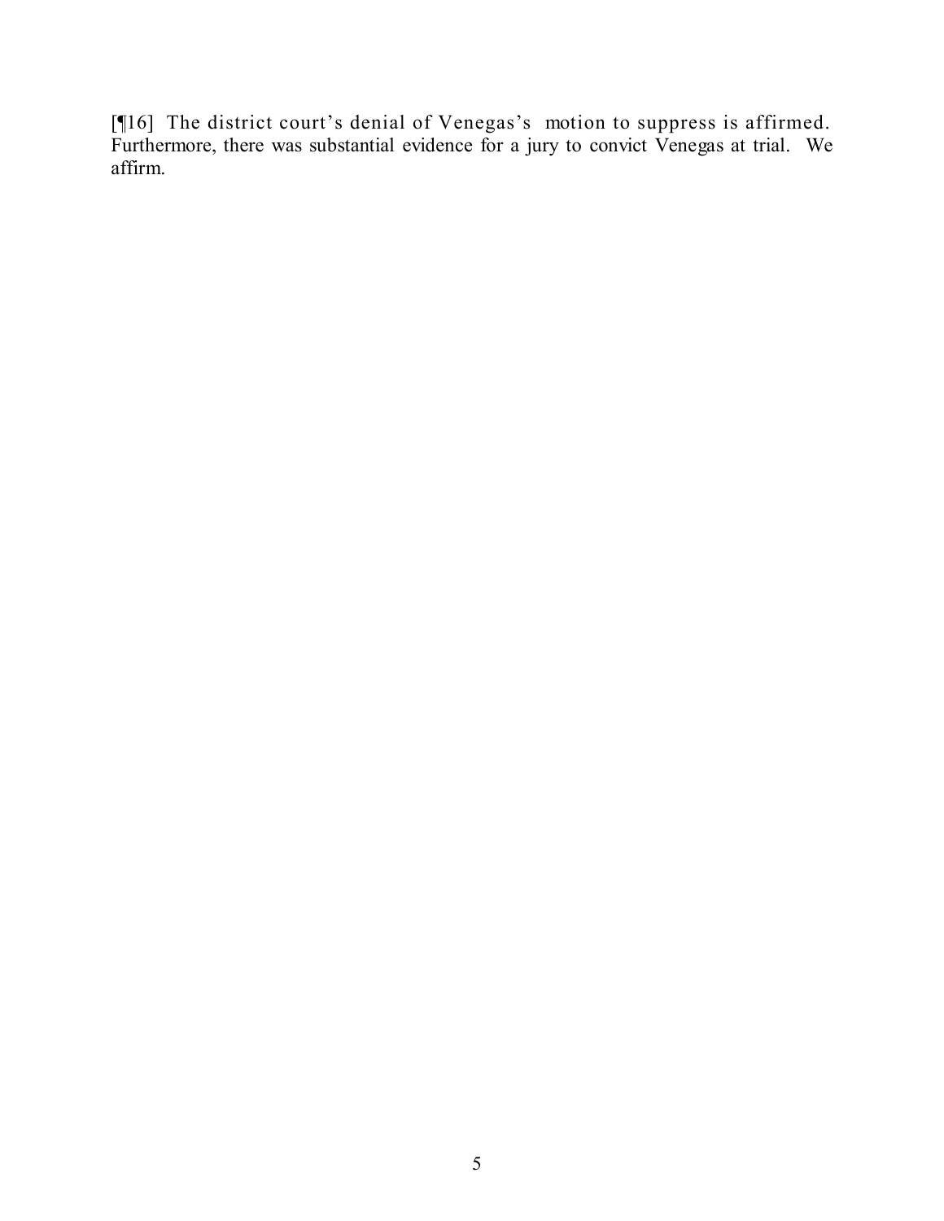[¶16] The district court's denial of Venegas's motion to suppress is affirmed. Furthermore, there was substantial evidence for a jury to convict Venegas at trial. We affirm.